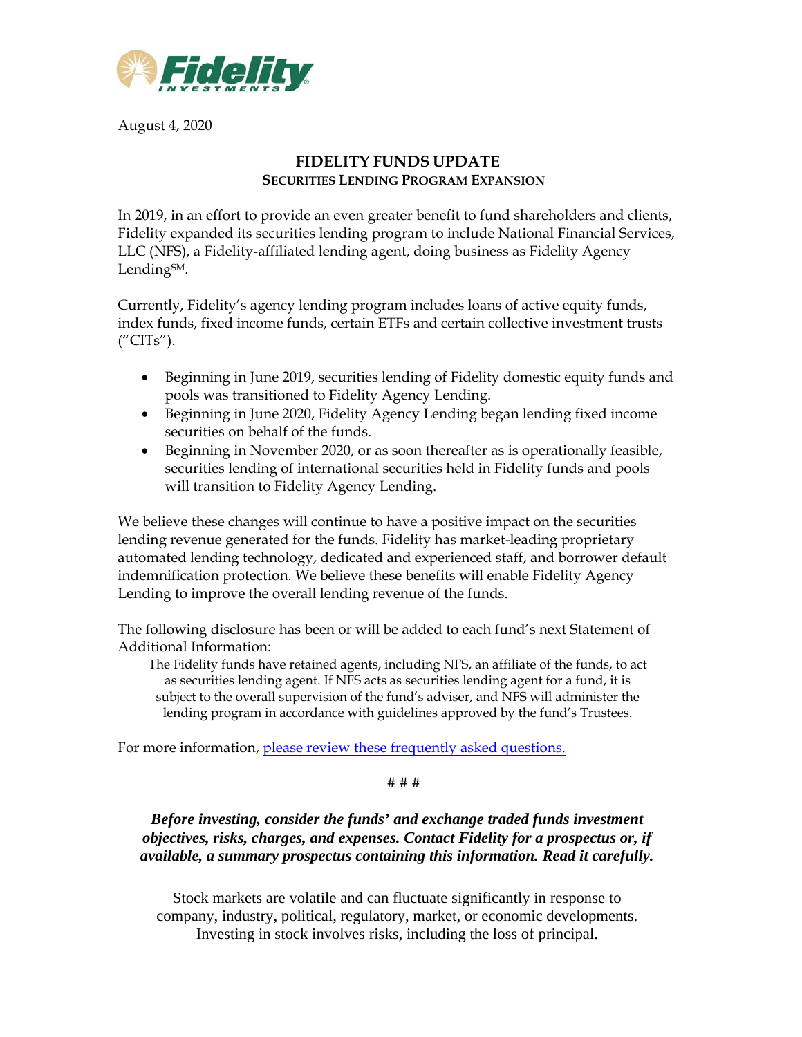Fidelity Investments

August 4, 2020

# FIDELITY FUNDS UPDATE

## Securities Lending Program Expansion

In 2019, in an effort to provide an even greater benefit to fund shareholders and clients, Fidelity expanded its securities lending program to include National Financial Services, LLC (NFS), a Fidelity-affiliated lending agent, doing business as Fidelity Agency Lending[SM].

Currently, Fidelity's agency lending program includes loans of active equity funds, index funds, fixed income funds, certain ETFs and certain collective investment trusts ("CITs").

- Beginning in June 2019, securities lending of Fidelity domestic equity funds and pools was transitioned to Fidelity Agency Lending.
- Beginning in June 2020, Fidelity Agency Lending began lending fixed income securities on behalf of the funds.
- Beginning in November 2020, or as soon thereafter as is operationally feasible, securities lending of international securities held in Fidelity funds and pools will transition to Fidelity Agency Lending.

We believe these changes will continue to have a positive impact on the securities lending revenue generated for the funds. Fidelity has market-leading proprietary automated lending technology, dedicated and experienced staff, and borrower default indemnification protection. We believe these benefits will enable Fidelity Agency Lending to improve the overall lending revenue of the funds.

The following disclosure has been or will be added to each fund's next Statement of Additional Information:

> The Fidelity funds have retained agents, including NFS, an affiliate of the funds, to act as securities lending agent. If NFS acts as securities lending agent for a fund, it is subject to the overall supervision of the fund's adviser, and NFS will administer the lending program in accordance with guidelines approved by the fund's Trustees.

For more information, please review these frequently asked questions.

# # #

***Before investing, consider the funds' and exchange traded funds investment objectives, risks, charges, and expenses. Contact Fidelity for a prospectus or, if available, a summary prospectus containing this information. Read it carefully.***

Stock markets are volatile and can fluctuate significantly in response to company, industry, political, regulatory, market, or economic developments. Investing in stock involves risks, including the loss of principal.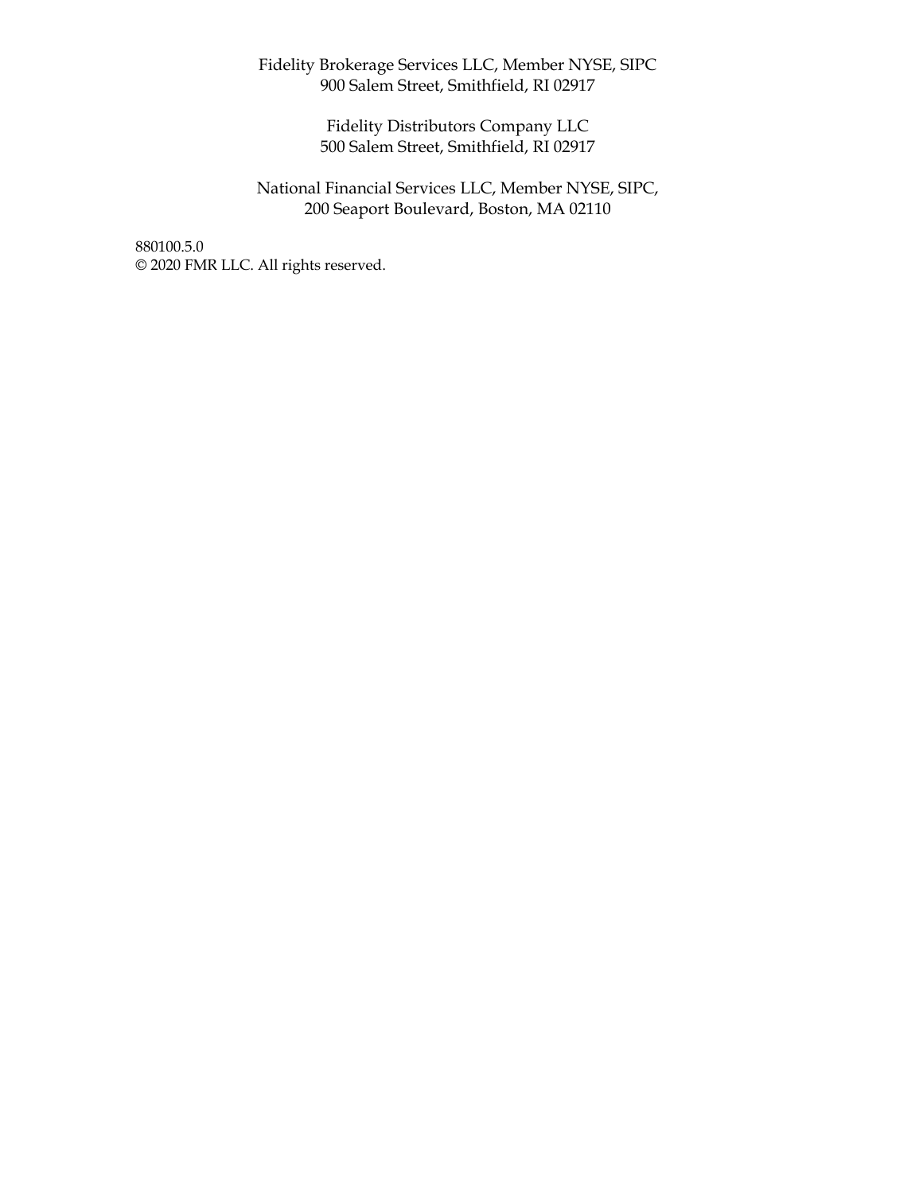Fidelity Brokerage Services LLC, Member NYSE, SIPC
900 Salem Street, Smithfield, RI 02917

Fidelity Distributors Company LLC
500 Salem Street, Smithfield, RI 02917

National Financial Services LLC, Member NYSE, SIPC,
200 Seaport Boulevard, Boston, MA 02110

880100.5.0
© 2020 FMR LLC. All rights reserved.